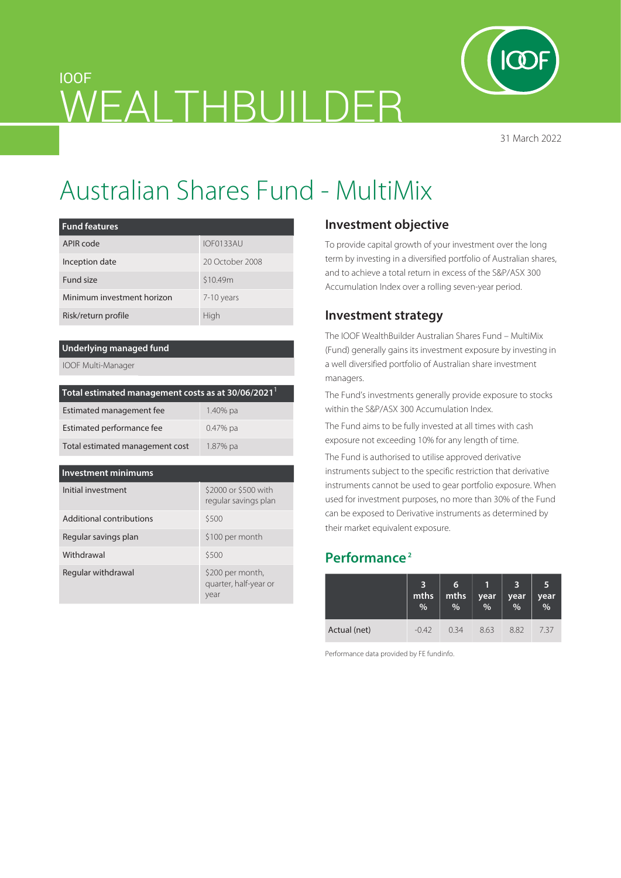IOOF

# WEALTHBUILDER

31 March 2022

# Australian Shares Fund - MultiMix

| Fund features | |
|---|---|
| APIR code | IOF0133AU |
| Inception date | 20 October 2008 |
| Fund size | $10.49m |
| Minimum investment horizon | 7-10 years |
| Risk/return profile | High |

| Underlying managed fund |
|---|
| IOOF Multi-Manager |

| Total estimated management costs as at 30/06/2021[1] | |
|---|---|
| Estimated management fee | 1.40% pa |
| Estimated performance fee | 0.47% pa |
| Total estimated management cost | 1.87% pa |

| Investment minimums | |
|---|---|
| Initial investment | $2000 or $500 with regular savings plan |
| Additional contributions | $500 |
| Regular savings plan | $100 per month |
| Withdrawal | $500 |
| Regular withdrawal | $200 per month, quarter, half-year or year |

## Investment objective

To provide capital growth of your investment over the long term by investing in a diversified portfolio of Australian shares, and to achieve a total return in excess of the S&P/ASX 300 Accumulation Index over a rolling seven-year period.

## Investment strategy

The IOOF WealthBuilder Australian Shares Fund – MultiMix (Fund) generally gains its investment exposure by investing in a well diversified portfolio of Australian share investment managers.

The Fund's investments generally provide exposure to stocks within the S&P/ASX 300 Accumulation Index.

The Fund aims to be fully invested at all times with cash exposure not exceeding 10% for any length of time.

The Fund is authorised to utilise approved derivative instruments subject to the specific restriction that derivative instruments cannot be used to gear portfolio exposure. When used for investment purposes, no more than 30% of the Fund can be exposed to Derivative instruments as determined by their market equivalent exposure.

## Performance[2]

| | 3 mths % | 6 mths % | 1 year % | 3 year % | 5 year % |
|---|---|---|---|---|---|
| Actual (net) | -0.42 | 0.34 | 8.63 | 8.82 | 7.37 |

Performance data provided by FE fundinfo.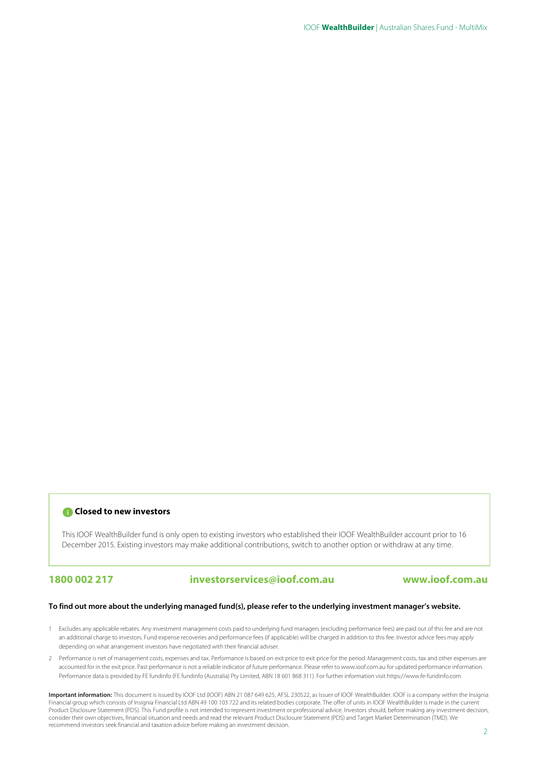### Closed to new investors

This IOOF WealthBuilder fund is only open to existing investors who established their IOOF WealthBuilder account prior to 16 December 2015. Existing investors may make additional contributions, switch to another option or withdraw at any time.

**1800 002 217** **investorservices@ioof.com.au** **www.ioof.com.au**

**To find out more about the underlying managed fund(s), please refer to the underlying investment manager's website.**

1 Excludes any applicable rebates. Any investment management costs paid to underlying fund managers (excluding performance fees) are paid out of this fee and are not an additional charge to investors. Fund expense recoveries and performance fees (if applicable) will be charged in addition to this fee. Investor advice fees may apply depending on what arrangement investors have negotiated with their financial adviser.

2 Performance is net of management costs, expenses and tax. Performance is based on exit price to exit price for the period. Management costs, tax and other expenses are accounted for in the exit price. Past performance is not a reliable indicator of future performance. Please refer to www.ioof.com.au for updated performance information. Performance data is provided by FE fundinfo (FE fundinfo (Australia) Pty Limited, ABN 18 601 868 311). For further information visit https://www.fe-fundinfo.com

**Important information:** This document is issued by IOOF Ltd (IOOF) ABN 21 087 649 625, AFSL 230522, as Issuer of IOOF WealthBuilder. IOOF is a company within the Insignia Financial group which consists of Insignia Financial Ltd ABN 49 100 103 722 and its related bodies corporate. The offer of units in IOOF WealthBuilder is made in the current Product Disclosure Statement (PDS). This Fund profile is not intended to represent investment or professional advice. Investors should, before making any investment decision, consider their own objectives, financial situation and needs and read the relevant Product Disclosure Statement (PDS) and Target Market Determination (TMD). We recommend investors seek financial and taxation advice before making an investment decision.